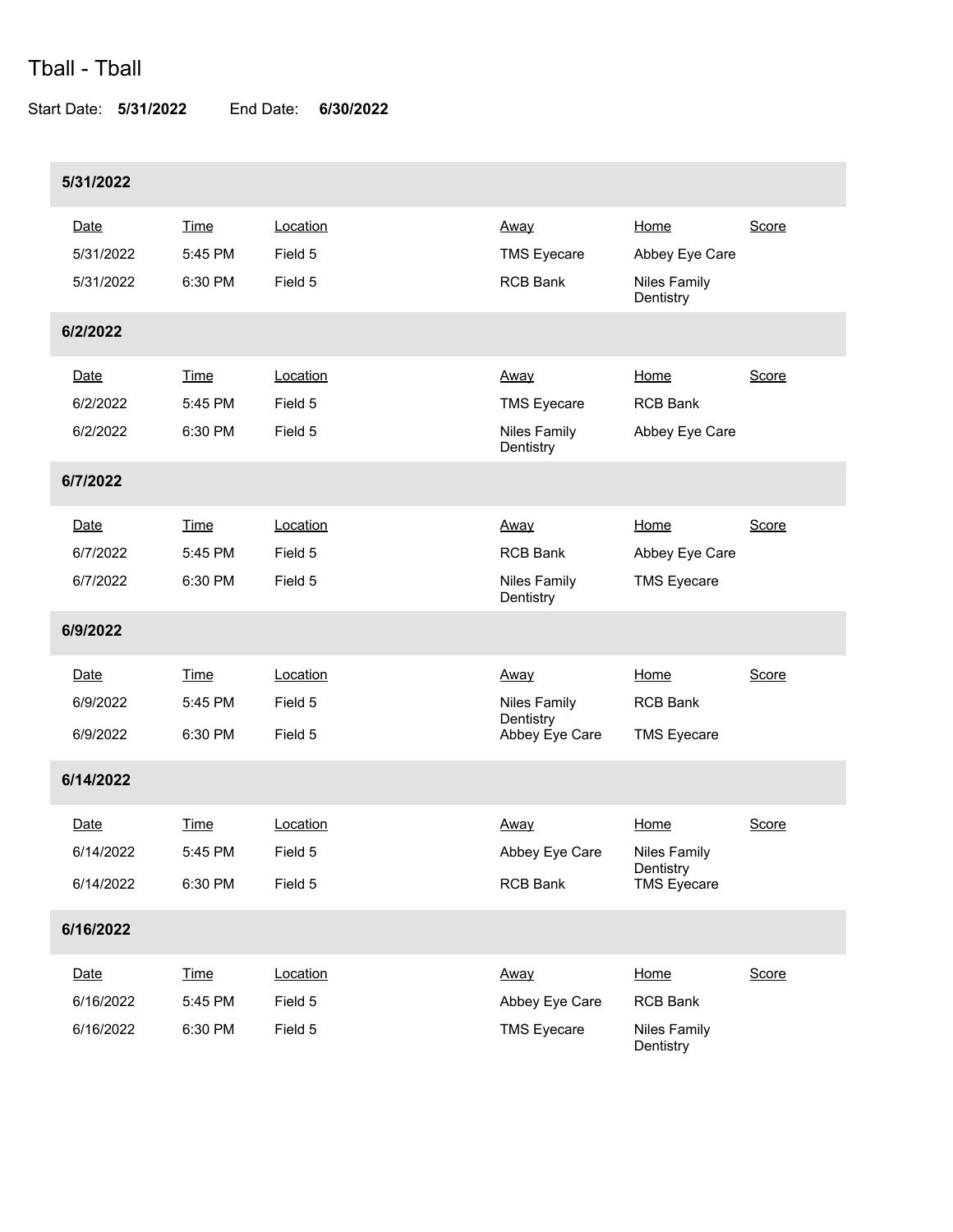# Tball - Tball

Start Date: **5/31/2022** End Date: **6/30/2022**

### 5/31/2022

| Date | Time | Location | Away | Home | Score |
|---|---|---|---|---|---|
| 5/31/2022 | 5:45 PM | Field 5 | TMS Eyecare | Abbey Eye Care | |
| 5/31/2022 | 6:30 PM | Field 5 | RCB Bank | Niles Family Dentistry | |

### 6/2/2022

| Date | Time | Location | Away | Home | Score |
|---|---|---|---|---|---|
| 6/2/2022 | 5:45 PM | Field 5 | TMS Eyecare | RCB Bank | |
| 6/2/2022 | 6:30 PM | Field 5 | Niles Family Dentistry | Abbey Eye Care | |

### 6/7/2022

| Date | Time | Location | Away | Home | Score |
|---|---|---|---|---|---|
| 6/7/2022 | 5:45 PM | Field 5 | RCB Bank | Abbey Eye Care | |
| 6/7/2022 | 6:30 PM | Field 5 | Niles Family Dentistry | TMS Eyecare | |

### 6/9/2022

| Date | Time | Location | Away | Home | Score |
|---|---|---|---|---|---|
| 6/9/2022 | 5:45 PM | Field 5 | Niles Family Dentistry | RCB Bank | |
| 6/9/2022 | 6:30 PM | Field 5 | Abbey Eye Care | TMS Eyecare | |

### 6/14/2022

| Date | Time | Location | Away | Home | Score |
|---|---|---|---|---|---|
| 6/14/2022 | 5:45 PM | Field 5 | Abbey Eye Care | Niles Family Dentistry | |
| 6/14/2022 | 6:30 PM | Field 5 | RCB Bank | TMS Eyecare | |

### 6/16/2022

| Date | Time | Location | Away | Home | Score |
|---|---|---|---|---|---|
| 6/16/2022 | 5:45 PM | Field 5 | Abbey Eye Care | RCB Bank | |
| 6/16/2022 | 6:30 PM | Field 5 | TMS Eyecare | Niles Family Dentistry | |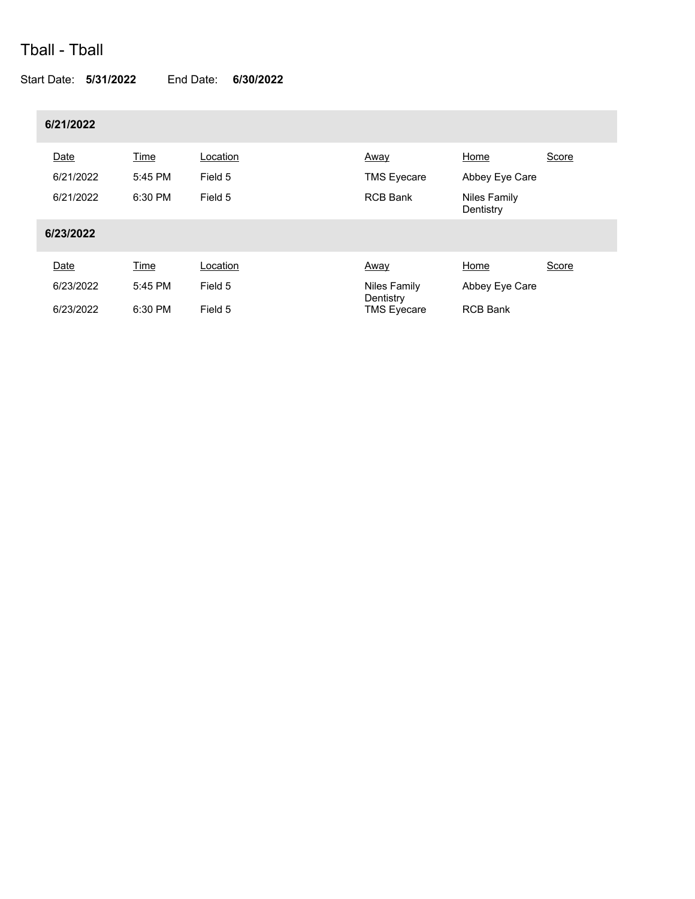# Tball - Tball

Start Date: **5/31/2022** End Date: **6/30/2022**

**6/21/2022**

| Date | Time | Location | Away | Home | Score |
|---|---|---|---|---|---|
| 6/21/2022 | 5:45 PM | Field 5 | TMS Eyecare | Abbey Eye Care | |
| 6/21/2022 | 6:30 PM | Field 5 | RCB Bank | Niles Family Dentistry | |

**6/23/2022**

| Date | Time | Location | Away | Home | Score |
|---|---|---|---|---|---|
| 6/23/2022 | 5:45 PM | Field 5 | Niles Family Dentistry | Abbey Eye Care | |
| 6/23/2022 | 6:30 PM | Field 5 | TMS Eyecare | RCB Bank | |